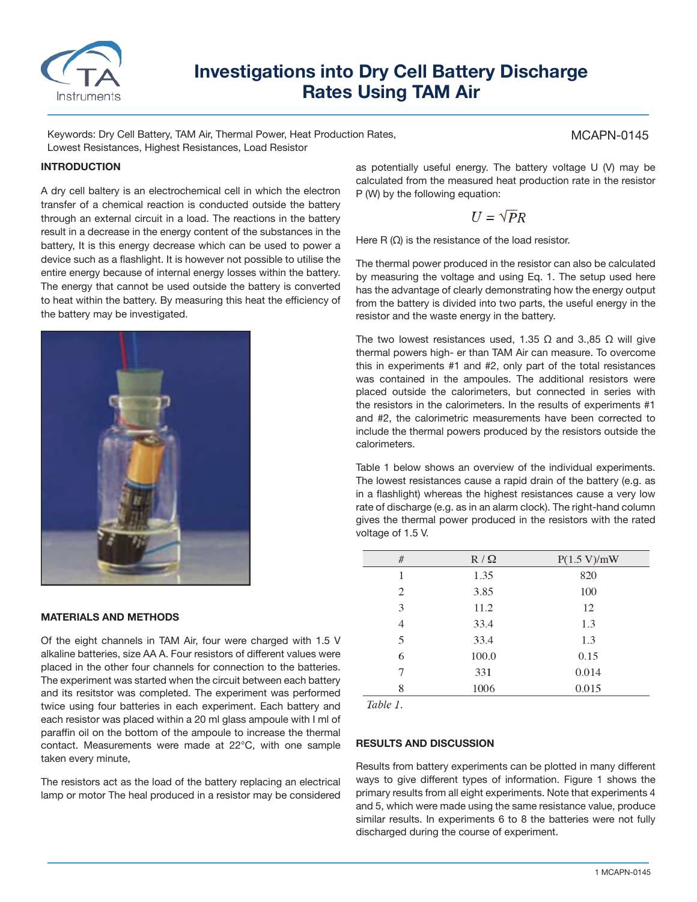# Investigations into Dry Cell Battery Discharge Rates Using TAM Air

Keywords: Dry Cell Battery, TAM Air, Thermal Power, Heat Production Rates, Lowest Resistances, Highest Resistances, Load Resistor

MCAPN-0145

## INTRODUCTION

A dry cell baltery is an electrochemical cell in which the electron transfer of a chemical reaction is conducted outside the battery through an external circuit in a load. The reactions in the battery result in a decrease in the energy content of the substances in the battery, It is this energy decrease which can be used to power a device such as a flashlight. It is however not possible to utilise the entire energy because of internal energy losses within the battery. The energy that cannot be used outside the battery is converted to heat within the battery. By measuring this heat the efficiency of the battery may be investigated.

## MATERIALS AND METHODS

Of the eight channels in TAM Air, four were charged with 1.5 V alkaline batteries, size AA A. Four resistors of different values were placed in the other four channels for connection to the batteries. The experiment was started when the circuit between each battery and its resitstor was completed. The experiment was performed twice using four batteries in each experiment. Each battery and each resistor was placed within a 20 ml glass ampoule with I ml of paraffin oil on the bottom of the ampoule to increase the thermal contact. Measurements were made at 22°C, with one sample taken every minute,

The resistors act as the load of the battery replacing an electrical lamp or motor The heal produced in a resistor may be considered as potentially useful energy. The battery voltage U (V) may be calculated from the measured heat production rate in the resistor P (W) by the following equation:

$$U = \sqrt{PR}$$

Here R (Ω) is the resistance of the load resistor.

The thermal power produced in the resistor can also be calculated by measuring the voltage and using Eq. 1. The setup used here has the advantage of clearly demonstrating how the energy output from the battery is divided into two parts, the useful energy in the resistor and the waste energy in the battery.

The two lowest resistances used, 1.35 Ω and 3.,85 Ω will give thermal powers high- er than TAM Air can measure. To overcome this in experiments #1 and #2, only part of the total resistances was contained in the ampoules. The additional resistors were placed outside the calorimeters, but connected in series with the resistors in the calorimeters. In the results of experiments #1 and #2, the calorimetric measurements have been corrected to include the thermal powers produced by the resistors outside the calorimeters.

Table 1 below shows an overview of the individual experiments. The lowest resistances cause a rapid drain of the battery (e.g. as in a flashlight) whereas the highest resistances cause a very low rate of discharge (e.g. as in an alarm clock). The right-hand column gives the thermal power produced in the resistors with the rated voltage of 1.5 V.

| # | R / Ω | P(1.5 V)/mW |
|---|---|---|
| 1 | 1.35 | 820 |
| 2 | 3.85 | 100 |
| 3 | 11.2 | 12 |
| 4 | 33.4 | 1.3 |
| 5 | 33.4 | 1.3 |
| 6 | 100.0 | 0.15 |
| 7 | 331 | 0.014 |
| 8 | 1006 | 0.015 |

*Table 1.*

## RESULTS AND DISCUSSION

Results from battery experiments can be plotted in many different ways to give different types of information. Figure 1 shows the primary results from all eight experiments. Note that experiments 4 and 5, which were made using the same resistance value, produce similar results. In experiments 6 to 8 the batteries were not fully discharged during the course of experiment.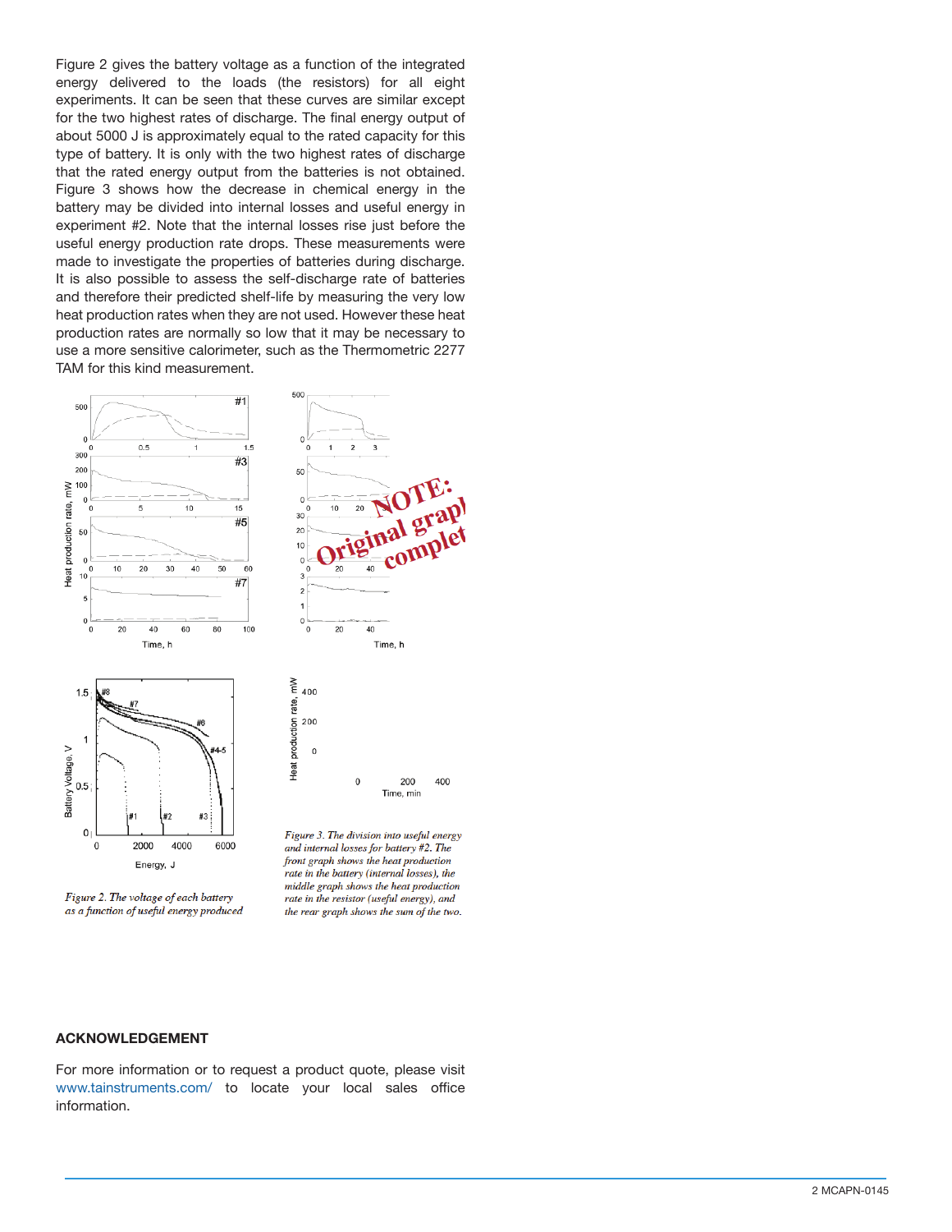Figure 2 gives the battery voltage as a function of the integrated energy delivered to the loads (the resistors) for all eight experiments. It can be seen that these curves are similar except for the two highest rates of discharge. The final energy output of about 5000 J is approximately equal to the rated capacity for this type of battery. It is only with the two highest rates of discharge that the rated energy output from the batteries is not obtained. Figure 3 shows how the decrease in chemical energy in the battery may be divided into internal losses and useful energy in experiment #2. Note that the internal losses rise just before the useful energy production rate drops. These measurements were made to investigate the properties of batteries during discharge. It is also possible to assess the self-discharge rate of batteries and therefore their predicted shelf-life by measuring the very low heat production rates when they are not used. However these heat production rates are normally so low that it may be necessary to use a more sensitive calorimeter, such as the Thermometric 2277 TAM for this kind measurement.

Heat production rate, mW

#1

#3

#5

#7

Time, h

Time, h

NOTE: Original graph complete

Battery Voltage, V

Energy, J

#8 #7 #6 #4-5 #1 #2 #3

*Figure 2. The voltage of each battery as a function of useful energy produced*

Heat production rate, mW

Time, min

*Figure 3. The division into useful energy and internal losses for battery #2. The front graph shows the heat production rate in the battery (internal losses), the middle graph shows the heat production rate in the resistor (useful energy), and the rear graph shows the sum of the two.*

## ACKNOWLEDGEMENT

For more information or to request a product quote, please visit www.tainstruments.com/ to locate your local sales office information.